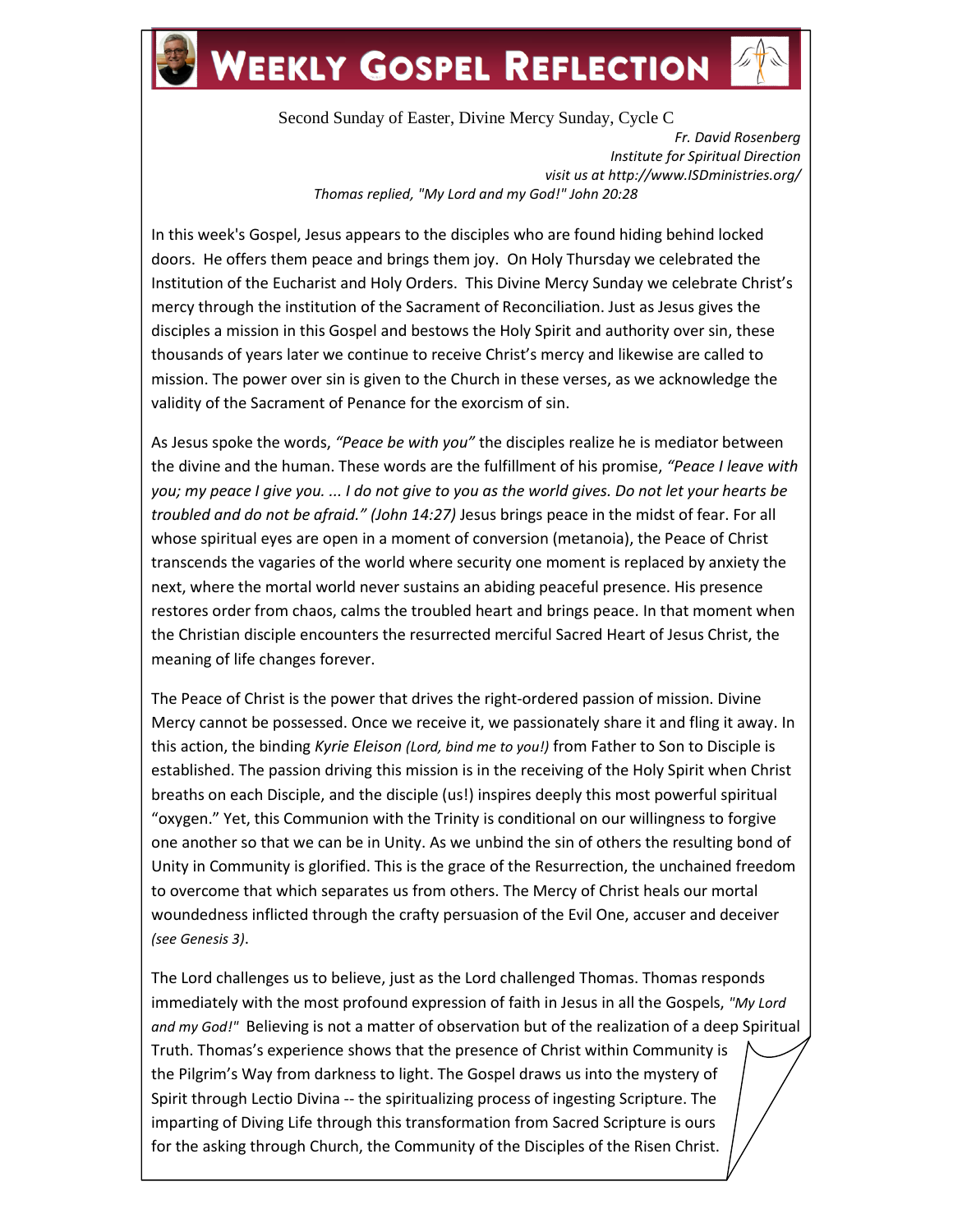# Weekly Gospel Reflection

Second Sunday of Easter, Divine Mercy Sunday, Cycle C

*Fr. David Rosenberg*
*Institute for Spiritual Direction*
*visit us at http://www.ISDministries.org/*

*Thomas replied, "My Lord and my God!" John 20:28*

In this week's Gospel, Jesus appears to the disciples who are found hiding behind locked doors. He offers them peace and brings them joy. On Holy Thursday we celebrated the Institution of the Eucharist and Holy Orders. This Divine Mercy Sunday we celebrate Christ's mercy through the institution of the Sacrament of Reconciliation. Just as Jesus gives the disciples a mission in this Gospel and bestows the Holy Spirit and authority over sin, these thousands of years later we continue to receive Christ's mercy and likewise are called to mission. The power over sin is given to the Church in these verses, as we acknowledge the validity of the Sacrament of Penance for the exorcism of sin.

As Jesus spoke the words, *"Peace be with you"* the disciples realize he is mediator between the divine and the human. These words are the fulfillment of his promise, *"Peace I leave with you; my peace I give you. ... I do not give to you as the world gives. Do not let your hearts be troubled and do not be afraid." (John 14:27)* Jesus brings peace in the midst of fear. For all whose spiritual eyes are open in a moment of conversion (metanoia), the Peace of Christ transcends the vagaries of the world where security one moment is replaced by anxiety the next, where the mortal world never sustains an abiding peaceful presence. His presence restores order from chaos, calms the troubled heart and brings peace. In that moment when the Christian disciple encounters the resurrected merciful Sacred Heart of Jesus Christ, the meaning of life changes forever.

The Peace of Christ is the power that drives the right-ordered passion of mission. Divine Mercy cannot be possessed. Once we receive it, we passionately share it and fling it away. In this action, the binding *Kyrie Eleison (Lord, bind me to you!)* from Father to Son to Disciple is established. The passion driving this mission is in the receiving of the Holy Spirit when Christ breaths on each Disciple, and the disciple (us!) inspires deeply this most powerful spiritual "oxygen." Yet, this Communion with the Trinity is conditional on our willingness to forgive one another so that we can be in Unity. As we unbind the sin of others the resulting bond of Unity in Community is glorified. This is the grace of the Resurrection, the unchained freedom to overcome that which separates us from others. The Mercy of Christ heals our mortal woundedness inflicted through the crafty persuasion of the Evil One, accuser and deceiver *(see Genesis 3)*.

The Lord challenges us to believe, just as the Lord challenged Thomas. Thomas responds immediately with the most profound expression of faith in Jesus in all the Gospels, *"My Lord and my God!"* Believing is not a matter of observation but of the realization of a deep Spiritual Truth. Thomas's experience shows that the presence of Christ within Community is the Pilgrim's Way from darkness to light. The Gospel draws us into the mystery of Spirit through Lectio Divina -- the spiritualizing process of ingesting Scripture. The imparting of Diving Life through this transformation from Sacred Scripture is ours for the asking through Church, the Community of the Disciples of the Risen Christ.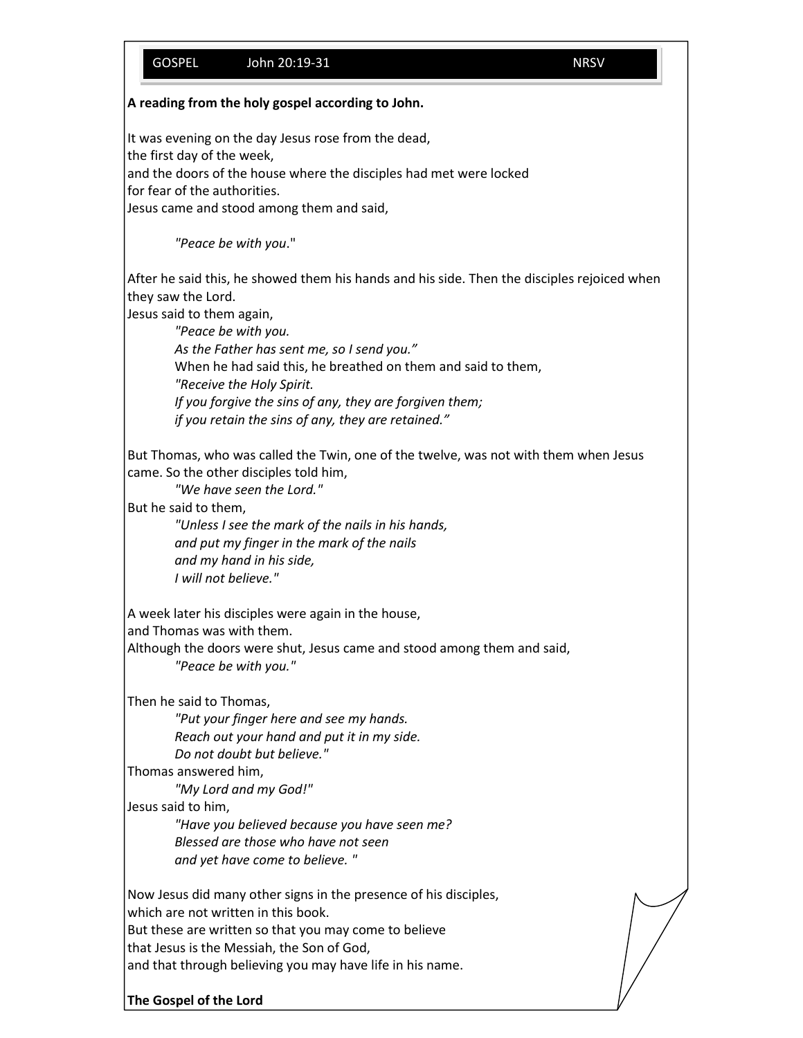GOSPEL John 20:19-31 NRSV

**A reading from the holy gospel according to John.**

It was evening on the day Jesus rose from the dead,
the first day of the week,
and the doors of the house where the disciples had met were locked
for fear of the authorities.
Jesus came and stood among them and said,

> *"Peace be with you*."

After he said this, he showed them his hands and his side. Then the disciples rejoiced when they saw the Lord.
Jesus said to them again,

> *"Peace be with you.*
> *As the Father has sent me, so I send you."*
> When he had said this, he breathed on them and said to them,
> *"Receive the Holy Spirit.*
> *If you forgive the sins of any, they are forgiven them;*
> *if you retain the sins of any, they are retained."*

But Thomas, who was called the Twin, one of the twelve, was not with them when Jesus came. So the other disciples told him,

> *"We have seen the Lord."*

But he said to them,

> *"Unless I see the mark of the nails in his hands,*
> *and put my finger in the mark of the nails*
> *and my hand in his side,*
> *I will not believe."*

A week later his disciples were again in the house,
and Thomas was with them.
Although the doors were shut, Jesus came and stood among them and said,

> *"Peace be with you."*

Then he said to Thomas,

> *"Put your finger here and see my hands.*
> *Reach out your hand and put it in my side.*
> *Do not doubt but believe."*

Thomas answered him,

> *"My Lord and my God!"*

Jesus said to him,

> *"Have you believed because you have seen me?*
> *Blessed are those who have not seen*
> *and yet have come to believe. "*

Now Jesus did many other signs in the presence of his disciples,
which are not written in this book.
But these are written so that you may come to believe
that Jesus is the Messiah, the Son of God,
and that through believing you may have life in his name.

**The Gospel of the Lord**